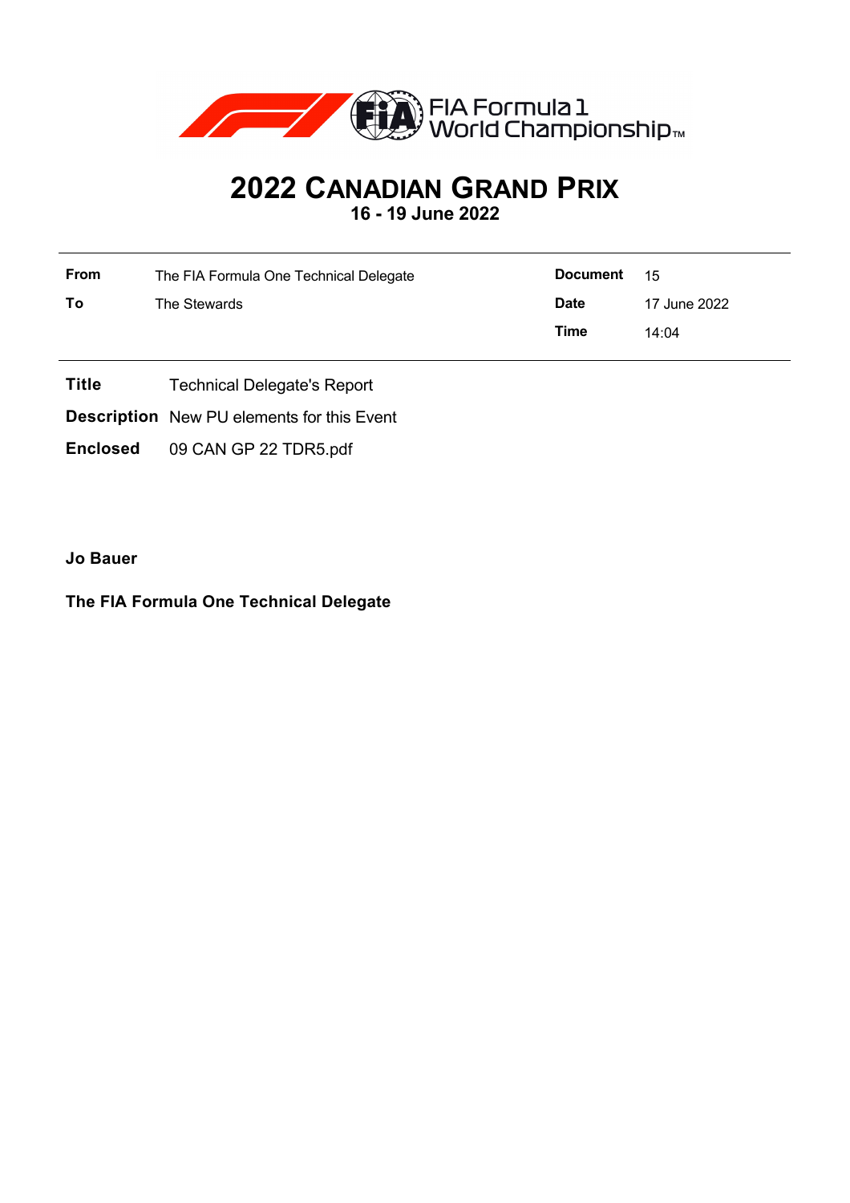# 2022 CANADIAN GRAND PRIX

**16 - 19 June 2022**

| | | | |
|---|---|---|---|
| **From** | The FIA Formula One Technical Delegate | **Document** | 15 |
| **To** | The Stewards | **Date** | 17 June 2022 |
| | | **Time** | 14:04 |

**Title** Technical Delegate's Report

**Description** New PU elements for this Event

**Enclosed** 09 CAN GP 22 TDR5.pdf

**Jo Bauer**

**The FIA Formula One Technical Delegate**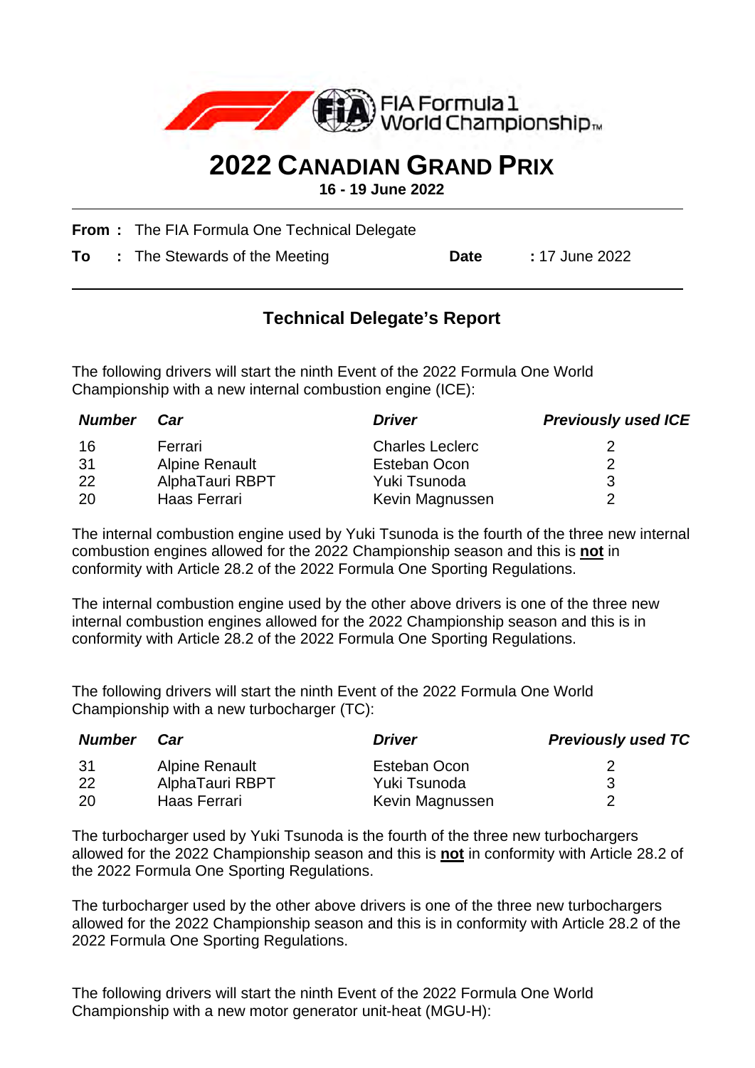# 2022 Canadian Grand Prix

**16 - 19 June 2022**

**From :** The FIA Formula One Technical Delegate

**To :** The Stewards of the Meeting **Date** : 17 June 2022

## Technical Delegate's Report

The following drivers will start the ninth Event of the 2022 Formula One World Championship with a new internal combustion engine (ICE):

| *Number* | *Car* | *Driver* | *Previously used ICE* |
|---|---|---|---|
| 16 | Ferrari | Charles Leclerc | 2 |
| 31 | Alpine Renault | Esteban Ocon | 2 |
| 22 | AlphaTauri RBPT | Yuki Tsunoda | 3 |
| 20 | Haas Ferrari | Kevin Magnussen | 2 |

The internal combustion engine used by Yuki Tsunoda is the fourth of the three new internal combustion engines allowed for the 2022 Championship season and this is **not** in conformity with Article 28.2 of the 2022 Formula One Sporting Regulations.

The internal combustion engine used by the other above drivers is one of the three new internal combustion engines allowed for the 2022 Championship season and this is in conformity with Article 28.2 of the 2022 Formula One Sporting Regulations.

The following drivers will start the ninth Event of the 2022 Formula One World Championship with a new turbocharger (TC):

| *Number* | *Car* | *Driver* | *Previously used TC* |
|---|---|---|---|
| 31 | Alpine Renault | Esteban Ocon | 2 |
| 22 | AlphaTauri RBPT | Yuki Tsunoda | 3 |
| 20 | Haas Ferrari | Kevin Magnussen | 2 |

The turbocharger used by Yuki Tsunoda is the fourth of the three new turbochargers allowed for the 2022 Championship season and this is **not** in conformity with Article 28.2 of the 2022 Formula One Sporting Regulations.

The turbocharger used by the other above drivers is one of the three new turbochargers allowed for the 2022 Championship season and this is in conformity with Article 28.2 of the 2022 Formula One Sporting Regulations.

The following drivers will start the ninth Event of the 2022 Formula One World Championship with a new motor generator unit-heat (MGU-H):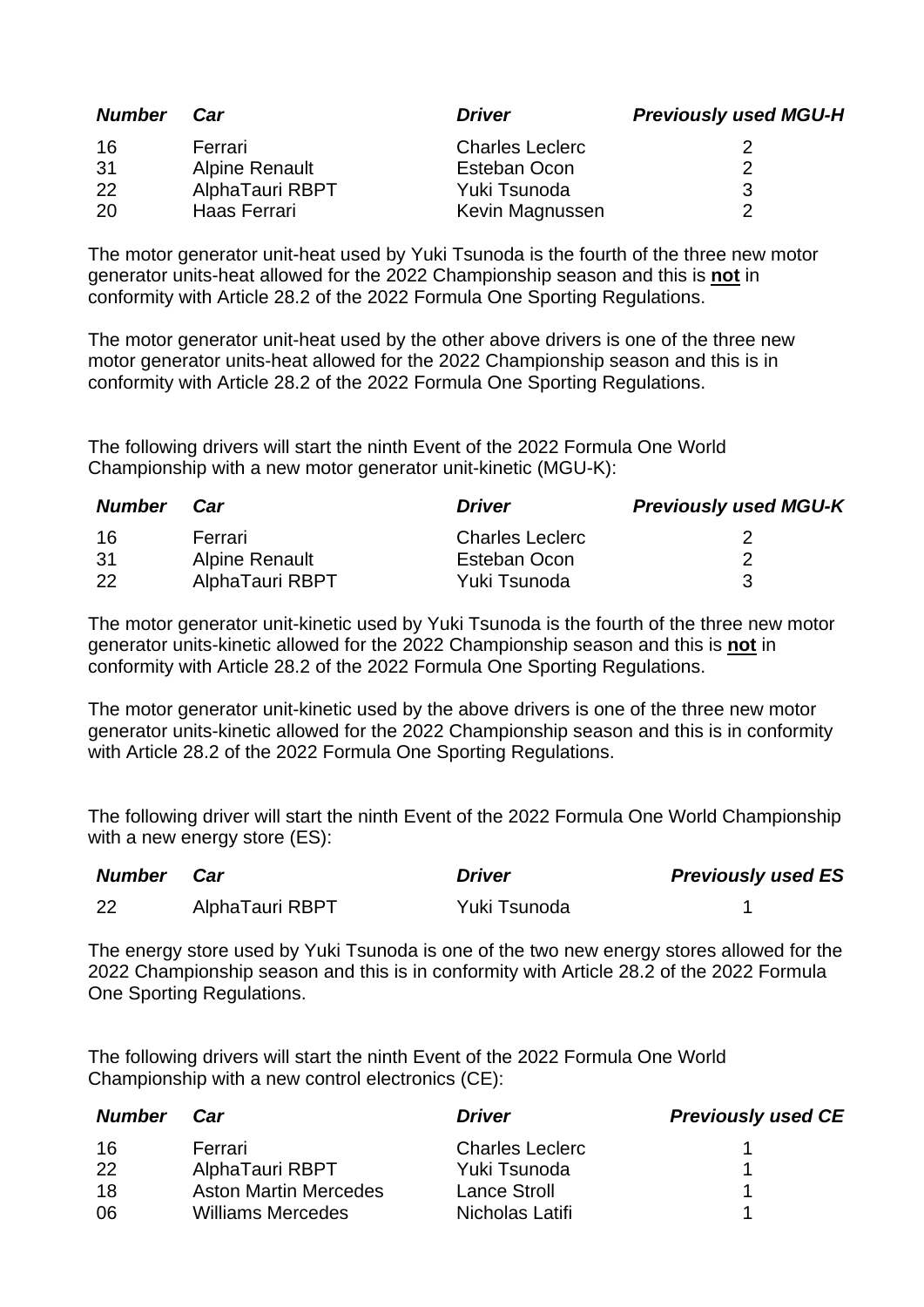| *Number* | *Car* | *Driver* | *Previously used MGU-H* |
|---|---|---|---|
| 16 | Ferrari | Charles Leclerc | 2 |
| 31 | Alpine Renault | Esteban Ocon | 2 |
| 22 | AlphaTauri RBPT | Yuki Tsunoda | 3 |
| 20 | Haas Ferrari | Kevin Magnussen | 2 |

The motor generator unit-heat used by Yuki Tsunoda is the fourth of the three new motor generator units-heat allowed for the 2022 Championship season and this is **not** in conformity with Article 28.2 of the 2022 Formula One Sporting Regulations.

The motor generator unit-heat used by the other above drivers is one of the three new motor generator units-heat allowed for the 2022 Championship season and this is in conformity with Article 28.2 of the 2022 Formula One Sporting Regulations.

The following drivers will start the ninth Event of the 2022 Formula One World Championship with a new motor generator unit-kinetic (MGU-K):

| *Number* | *Car* | *Driver* | *Previously used MGU-K* |
|---|---|---|---|
| 16 | Ferrari | Charles Leclerc | 2 |
| 31 | Alpine Renault | Esteban Ocon | 2 |
| 22 | AlphaTauri RBPT | Yuki Tsunoda | 3 |

The motor generator unit-kinetic used by Yuki Tsunoda is the fourth of the three new motor generator units-kinetic allowed for the 2022 Championship season and this is **not** in conformity with Article 28.2 of the 2022 Formula One Sporting Regulations.

The motor generator unit-kinetic used by the above drivers is one of the three new motor generator units-kinetic allowed for the 2022 Championship season and this is in conformity with Article 28.2 of the 2022 Formula One Sporting Regulations.

The following driver will start the ninth Event of the 2022 Formula One World Championship with a new energy store (ES):

| *Number* | *Car* | *Driver* | *Previously used ES* |
|---|---|---|---|
| 22 | AlphaTauri RBPT | Yuki Tsunoda | 1 |

The energy store used by Yuki Tsunoda is one of the two new energy stores allowed for the 2022 Championship season and this is in conformity with Article 28.2 of the 2022 Formula One Sporting Regulations.

The following drivers will start the ninth Event of the 2022 Formula One World Championship with a new control electronics (CE):

| *Number* | *Car* | *Driver* | *Previously used CE* |
|---|---|---|---|
| 16 | Ferrari | Charles Leclerc | 1 |
| 22 | AlphaTauri RBPT | Yuki Tsunoda | 1 |
| 18 | Aston Martin Mercedes | Lance Stroll | 1 |
| 06 | Williams Mercedes | Nicholas Latifi | 1 |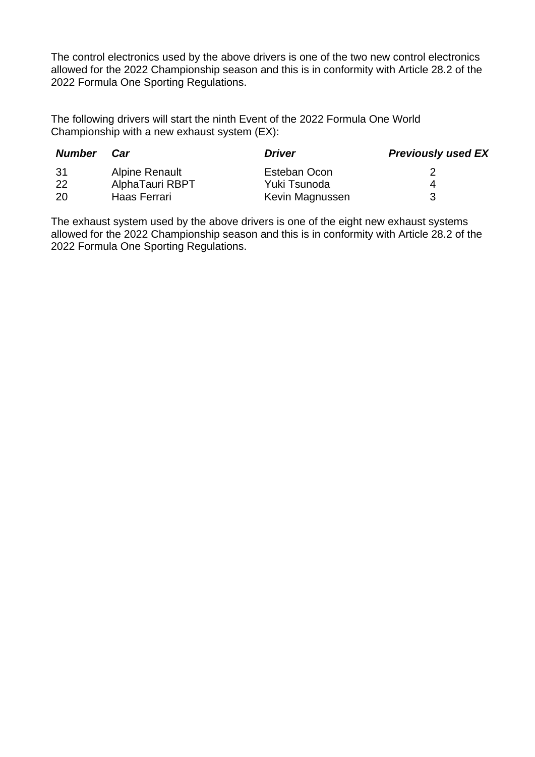The control electronics used by the above drivers is one of the two new control electronics allowed for the 2022 Championship season and this is in conformity with Article 28.2 of the 2022 Formula One Sporting Regulations.

The following drivers will start the ninth Event of the 2022 Formula One World Championship with a new exhaust system (EX):

| ***Number*** | ***Car*** | ***Driver*** | ***Previously used EX*** |
|---|---|---|---|
| 31 | Alpine Renault | Esteban Ocon | 2 |
| 22 | AlphaTauri RBPT | Yuki Tsunoda | 4 |
| 20 | Haas Ferrari | Kevin Magnussen | 3 |

The exhaust system used by the above drivers is one of the eight new exhaust systems allowed for the 2022 Championship season and this is in conformity with Article 28.2 of the 2022 Formula One Sporting Regulations.